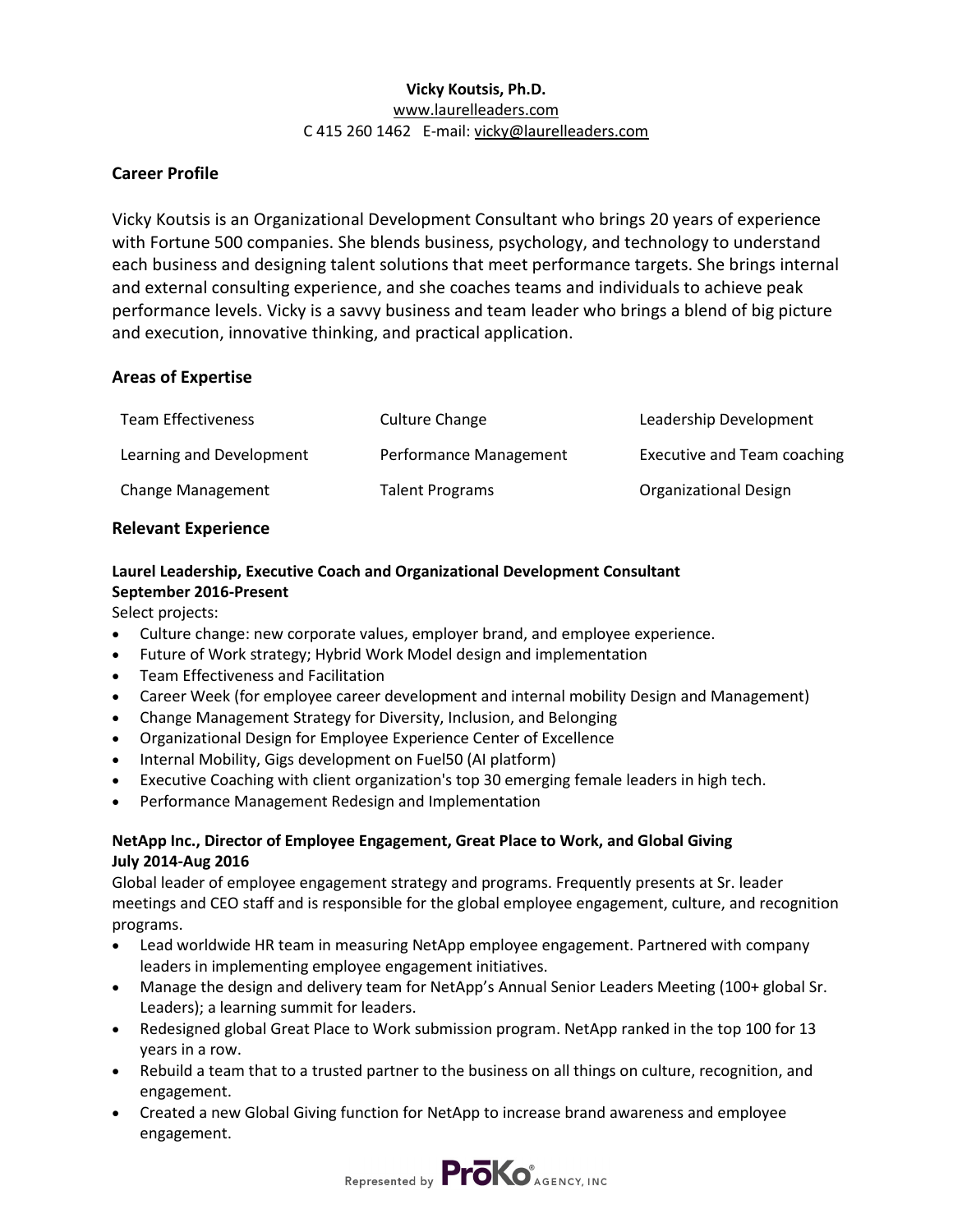**Vicky Koutsis, Ph.D.**
www.laurelleaders.com
C 415 260 1462 E-mail: vicky@laurelleaders.com

## Career Profile

Vicky Koutsis is an Organizational Development Consultant who brings 20 years of experience with Fortune 500 companies. She blends business, psychology, and technology to understand each business and designing talent solutions that meet performance targets. She brings internal and external consulting experience, and she coaches teams and individuals to achieve peak performance levels. Vicky is a savvy business and team leader who brings a blend of big picture and execution, innovative thinking, and practical application.

## Areas of Expertise

| | | |
|---|---|---|
| Team Effectiveness | Culture Change | Leadership Development |
| Learning and Development | Performance Management | Executive and Team coaching |
| Change Management | Talent Programs | Organizational Design |

## Relevant Experience

**Laurel Leadership, Executive Coach and Organizational Development Consultant**
**September 2016-Present**
Select projects:

- Culture change: new corporate values, employer brand, and employee experience.
- Future of Work strategy; Hybrid Work Model design and implementation
- Team Effectiveness and Facilitation
- Career Week (for employee career development and internal mobility Design and Management)
- Change Management Strategy for Diversity, Inclusion, and Belonging
- Organizational Design for Employee Experience Center of Excellence
- Internal Mobility, Gigs development on Fuel50 (AI platform)
- Executive Coaching with client organization's top 30 emerging female leaders in high tech.
- Performance Management Redesign and Implementation

**NetApp Inc., Director of Employee Engagement, Great Place to Work, and Global Giving**
**July 2014-Aug 2016**
Global leader of employee engagement strategy and programs. Frequently presents at Sr. leader meetings and CEO staff and is responsible for the global employee engagement, culture, and recognition programs.

- Lead worldwide HR team in measuring NetApp employee engagement. Partnered with company leaders in implementing employee engagement initiatives.
- Manage the design and delivery team for NetApp's Annual Senior Leaders Meeting (100+ global Sr. Leaders); a learning summit for leaders.
- Redesigned global Great Place to Work submission program. NetApp ranked in the top 100 for 13 years in a row.
- Rebuild a team that to a trusted partner to the business on all things on culture, recognition, and engagement.
- Created a new Global Giving function for NetApp to increase brand awareness and employee engagement.

Represented by PrōKo® AGENCY, INC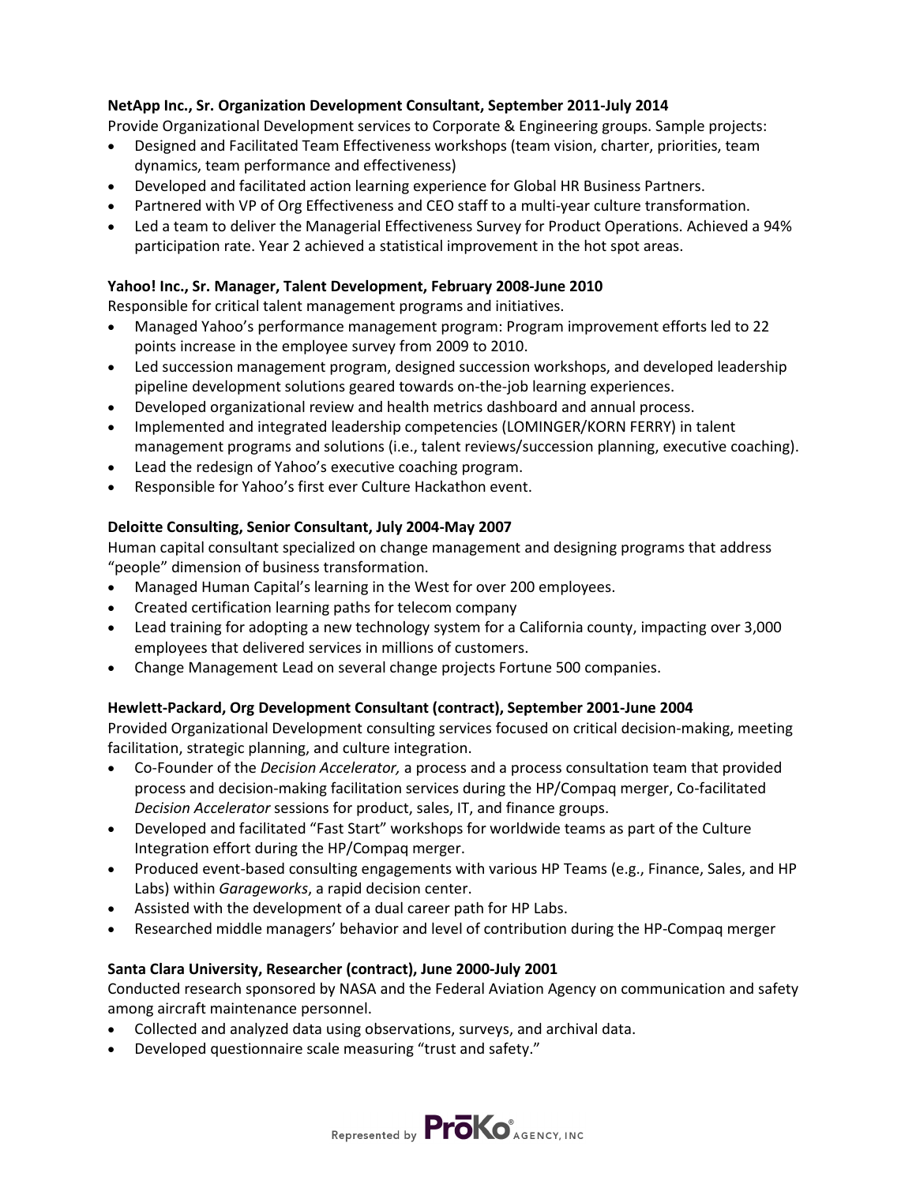**NetApp Inc., Sr. Organization Development Consultant, September 2011-July 2014**

Provide Organizational Development services to Corporate & Engineering groups. Sample projects:

- Designed and Facilitated Team Effectiveness workshops (team vision, charter, priorities, team dynamics, team performance and effectiveness)
- Developed and facilitated action learning experience for Global HR Business Partners.
- Partnered with VP of Org Effectiveness and CEO staff to a multi-year culture transformation.
- Led a team to deliver the Managerial Effectiveness Survey for Product Operations. Achieved a 94% participation rate. Year 2 achieved a statistical improvement in the hot spot areas.

**Yahoo! Inc., Sr. Manager, Talent Development, February 2008-June 2010**

Responsible for critical talent management programs and initiatives.

- Managed Yahoo's performance management program: Program improvement efforts led to 22 points increase in the employee survey from 2009 to 2010.
- Led succession management program, designed succession workshops, and developed leadership pipeline development solutions geared towards on-the-job learning experiences.
- Developed organizational review and health metrics dashboard and annual process.
- Implemented and integrated leadership competencies (LOMINGER/KORN FERRY) in talent management programs and solutions (i.e., talent reviews/succession planning, executive coaching).
- Lead the redesign of Yahoo's executive coaching program.
- Responsible for Yahoo's first ever Culture Hackathon event.

**Deloitte Consulting, Senior Consultant, July 2004-May 2007**

Human capital consultant specialized on change management and designing programs that address "people" dimension of business transformation.

- Managed Human Capital's learning in the West for over 200 employees.
- Created certification learning paths for telecom company
- Lead training for adopting a new technology system for a California county, impacting over 3,000 employees that delivered services in millions of customers.
- Change Management Lead on several change projects Fortune 500 companies.

**Hewlett-Packard, Org Development Consultant (contract), September 2001-June 2004**

Provided Organizational Development consulting services focused on critical decision-making, meeting facilitation, strategic planning, and culture integration.

- Co-Founder of the *Decision Accelerator,* a process and a process consultation team that provided process and decision-making facilitation services during the HP/Compaq merger, Co-facilitated *Decision Accelerator* sessions for product, sales, IT, and finance groups.
- Developed and facilitated "Fast Start" workshops for worldwide teams as part of the Culture Integration effort during the HP/Compaq merger.
- Produced event-based consulting engagements with various HP Teams (e.g., Finance, Sales, and HP Labs) within *Garageworks*, a rapid decision center.
- Assisted with the development of a dual career path for HP Labs.
- Researched middle managers' behavior and level of contribution during the HP-Compaq merger

**Santa Clara University, Researcher (contract), June 2000-July 2001**

Conducted research sponsored by NASA and the Federal Aviation Agency on communication and safety among aircraft maintenance personnel.

- Collected and analyzed data using observations, surveys, and archival data.
- Developed questionnaire scale measuring "trust and safety."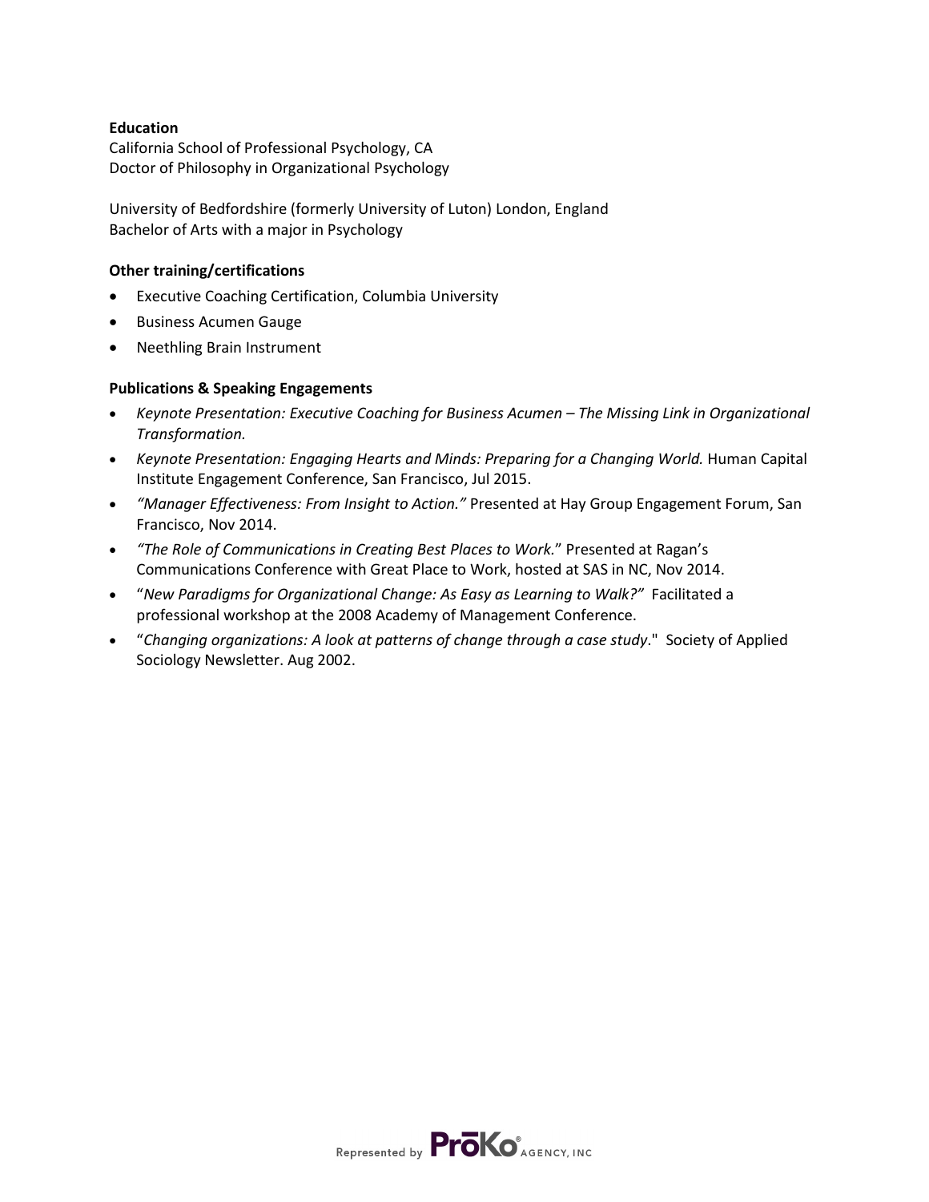**Education**

California School of Professional Psychology, CA
Doctor of Philosophy in Organizational Psychology

University of Bedfordshire (formerly University of Luton) London, England
Bachelor of Arts with a major in Psychology

**Other training/certifications**

- Executive Coaching Certification, Columbia University
- Business Acumen Gauge
- Neethling Brain Instrument

**Publications & Speaking Engagements**

- *Keynote Presentation: Executive Coaching for Business Acumen – The Missing Link in Organizational Transformation.*
- *Keynote Presentation: Engaging Hearts and Minds: Preparing for a Changing World.* Human Capital Institute Engagement Conference, San Francisco, Jul 2015.
- *"Manager Effectiveness: From Insight to Action."* Presented at Hay Group Engagement Forum, San Francisco, Nov 2014.
- *"The Role of Communications in Creating Best Places to Work.*" Presented at Ragan's Communications Conference with Great Place to Work, hosted at SAS in NC, Nov 2014.
- "*New Paradigms for Organizational Change: As Easy as Learning to Walk?"* Facilitated a professional workshop at the 2008 Academy of Management Conference.
- "*Changing organizations: A look at patterns of change through a case study*." Society of Applied Sociology Newsletter. Aug 2002.

Represented by PrōKo® AGENCY, INC